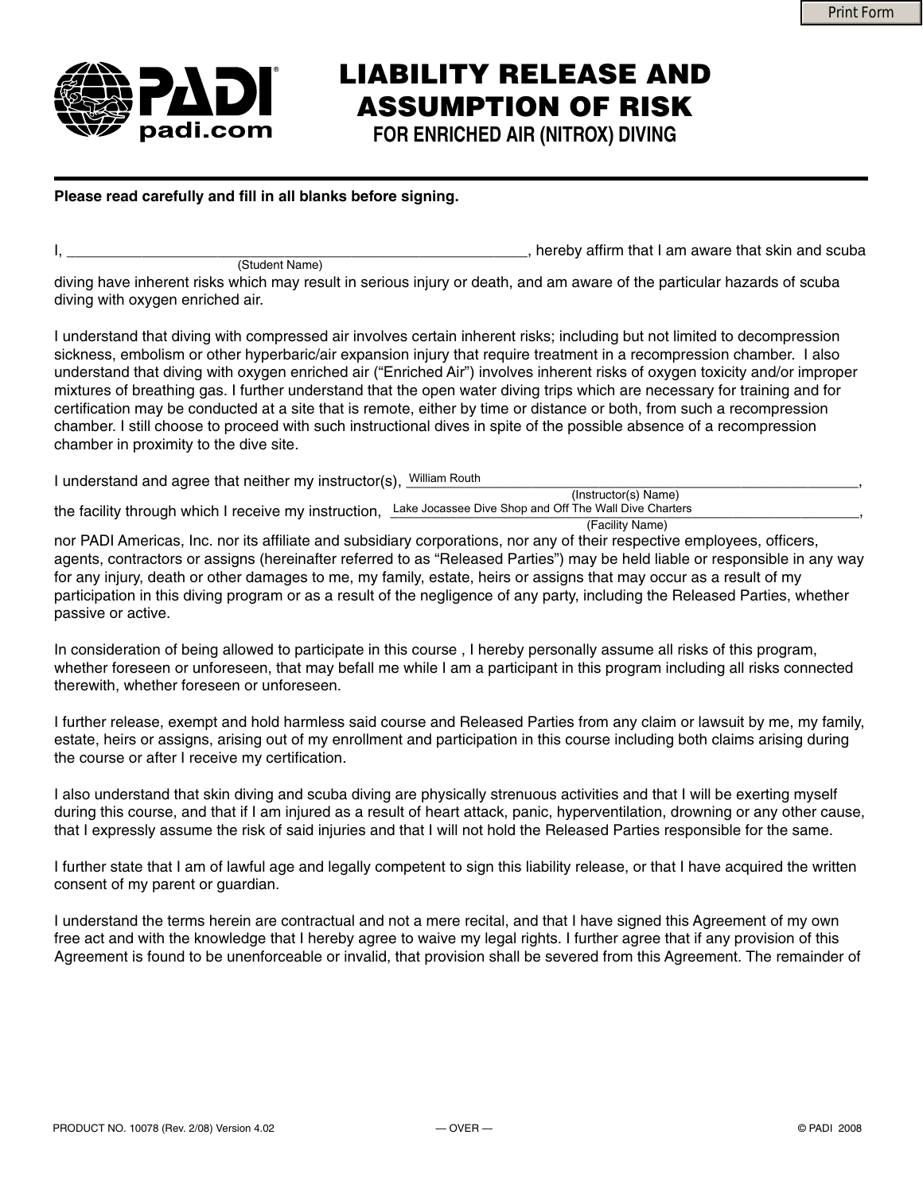# LIABILITY RELEASE AND ASSUMPTION OF RISK

## FOR ENRICHED AIR (NITROX) DIVING

**Please read carefully and fill in all blanks before signing.**

I, ______________________________________________________, hereby affirm that I am aware that skin and scuba
(Student Name)
diving have inherent risks which may result in serious injury or death, and am aware of the particular hazards of scuba diving with oxygen enriched air.

I understand that diving with compressed air involves certain inherent risks; including but not limited to decompression sickness, embolism or other hyperbaric/air expansion injury that require treatment in a recompression chamber. I also understand that diving with oxygen enriched air ("Enriched Air") involves inherent risks of oxygen toxicity and/or improper mixtures of breathing gas. I further understand that the open water diving trips which are necessary for training and for certification may be conducted at a site that is remote, either by time or distance or both, from such a recompression chamber. I still choose to proceed with such instructional dives in spite of the possible absence of a recompression chamber in proximity to the dive site.

I understand and agree that neither my instructor(s), William Routh______________________________________________________,
(Instructor(s) Name)
the facility through which I receive my instruction, Lake Jocassee Dive Shop and Off The Wall Dive Charters________________,
(Facility Name)
nor PADI Americas, Inc. nor its affiliate and subsidiary corporations, nor any of their respective employees, officers, agents, contractors or assigns (hereinafter referred to as "Released Parties") may be held liable or responsible in any way for any injury, death or other damages to me, my family, estate, heirs or assigns that may occur as a result of my participation in this diving program or as a result of the negligence of any party, including the Released Parties, whether passive or active.

In consideration of being allowed to participate in this course , I hereby personally assume all risks of this program, whether foreseen or unforeseen, that may befall me while I am a participant in this program including all risks connected therewith, whether foreseen or unforeseen.

I further release, exempt and hold harmless said course and Released Parties from any claim or lawsuit by me, my family, estate, heirs or assigns, arising out of my enrollment and participation in this course including both claims arising during the course or after I receive my certification.

I also understand that skin diving and scuba diving are physically strenuous activities and that I will be exerting myself during this course, and that if I am injured as a result of heart attack, panic, hyperventilation, drowning or any other cause, that I expressly assume the risk of said injuries and that I will not hold the Released Parties responsible for the same.

I further state that I am of lawful age and legally competent to sign this liability release, or that I have acquired the written consent of my parent or guardian.

I understand the terms herein are contractual and not a mere recital, and that I have signed this Agreement of my own free act and with the knowledge that I hereby agree to waive my legal rights. I further agree that if any provision of this Agreement is found to be unenforceable or invalid, that provision shall be severed from this Agreement. The remainder of

PRODUCT NO. 10078 (Rev. 2/08) Version 4.02 — OVER — © PADI 2008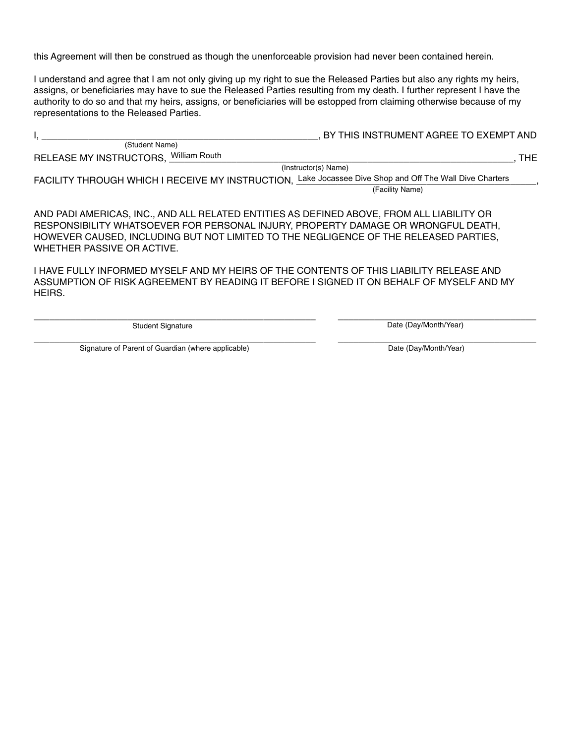this Agreement will then be construed as though the unenforceable provision had never been contained herein.

I understand and agree that I am not only giving up my right to sue the Released Parties but also any rights my heirs, assigns, or beneficiaries may have to sue the Released Parties resulting from my death. I further represent I have the authority to do so and that my heirs, assigns, or beneficiaries will be estopped from claiming otherwise because of my representations to the Released Parties.

I, ______________________________________________________, BY THIS INSTRUMENT AGREE TO EXEMPT AND
(Student Name)

RELEASE MY INSTRUCTORS, William Routh______________________________________________, THE
(Instructor(s) Name)

FACILITY THROUGH WHICH I RECEIVE MY INSTRUCTION, Lake Jocassee Dive Shop and Off The Wall Dive Charters,
(Facility Name)

AND PADI AMERICAS, INC., AND ALL RELATED ENTITIES AS DEFINED ABOVE, FROM ALL LIABILITY OR RESPONSIBILITY WHATSOEVER FOR PERSONAL INJURY, PROPERTY DAMAGE OR WRONGFUL DEATH, HOWEVER CAUSED, INCLUDING BUT NOT LIMITED TO THE NEGLIGENCE OF THE RELEASED PARTIES, WHETHER PASSIVE OR ACTIVE.

I HAVE FULLY INFORMED MYSELF AND MY HEIRS OF THE CONTENTS OF THIS LIABILITY RELEASE AND ASSUMPTION OF RISK AGREEMENT BY READING IT BEFORE I SIGNED IT ON BEHALF OF MYSELF AND MY HEIRS.

______________________________________________ ______________________________
Student Signature Date (Day/Month/Year)

______________________________________________ ______________________________
Signature of Parent of Guardian (where applicable) Date (Day/Month/Year)